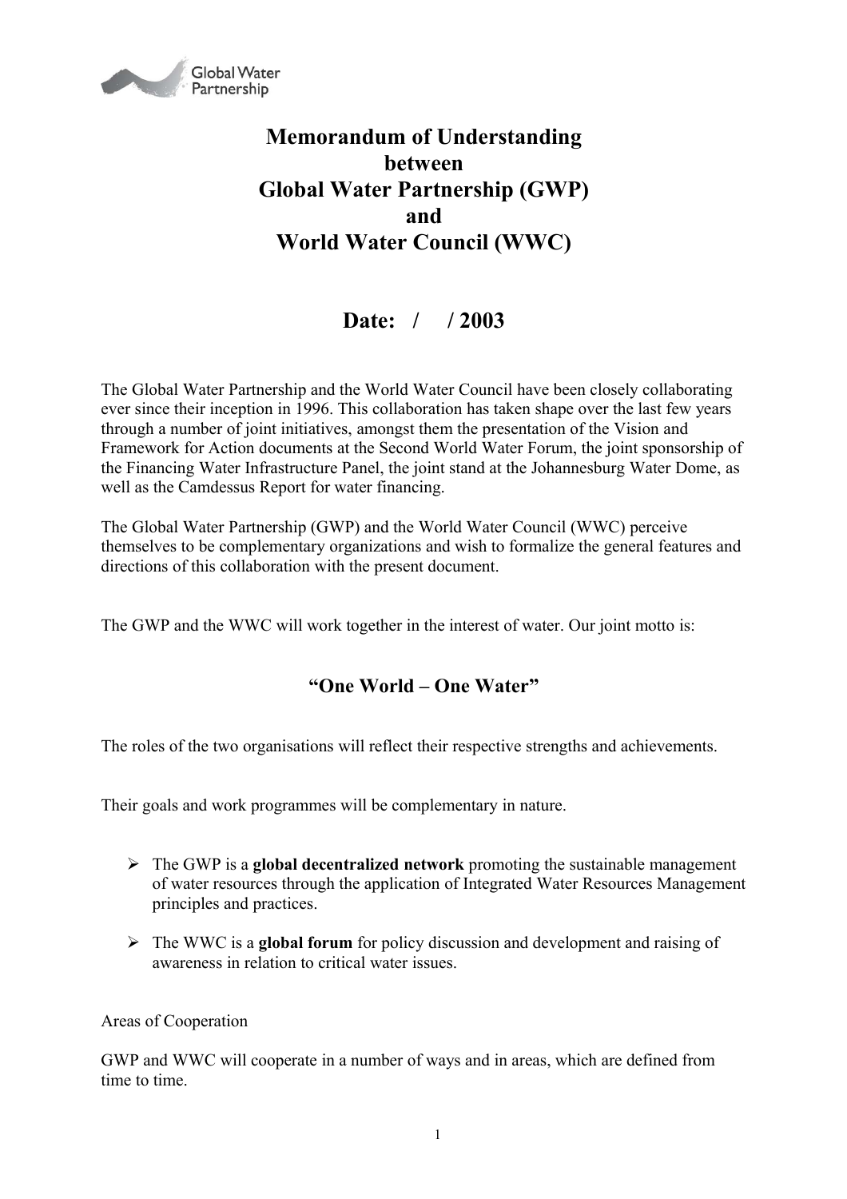# Memorandum of Understanding between Global Water Partnership (GWP) and World Water Council (WWC)

## Date: / / 2003

The Global Water Partnership and the World Water Council have been closely collaborating ever since their inception in 1996. This collaboration has taken shape over the last few years through a number of joint initiatives, amongst them the presentation of the Vision and Framework for Action documents at the Second World Water Forum, the joint sponsorship of the Financing Water Infrastructure Panel, the joint stand at the Johannesburg Water Dome, as well as the Camdessus Report for water financing.

The Global Water Partnership (GWP) and the World Water Council (WWC) perceive themselves to be complementary organizations and wish to formalize the general features and directions of this collaboration with the present document.

The GWP and the WWC will work together in the interest of water. Our joint motto is:

### "One World – One Water"

The roles of the two organisations will reflect their respective strengths and achievements.

Their goals and work programmes will be complementary in nature.

- The GWP is a **global decentralized network** promoting the sustainable management of water resources through the application of Integrated Water Resources Management principles and practices.
- The WWC is a **global forum** for policy discussion and development and raising of awareness in relation to critical water issues.

Areas of Cooperation

GWP and WWC will cooperate in a number of ways and in areas, which are defined from time to time.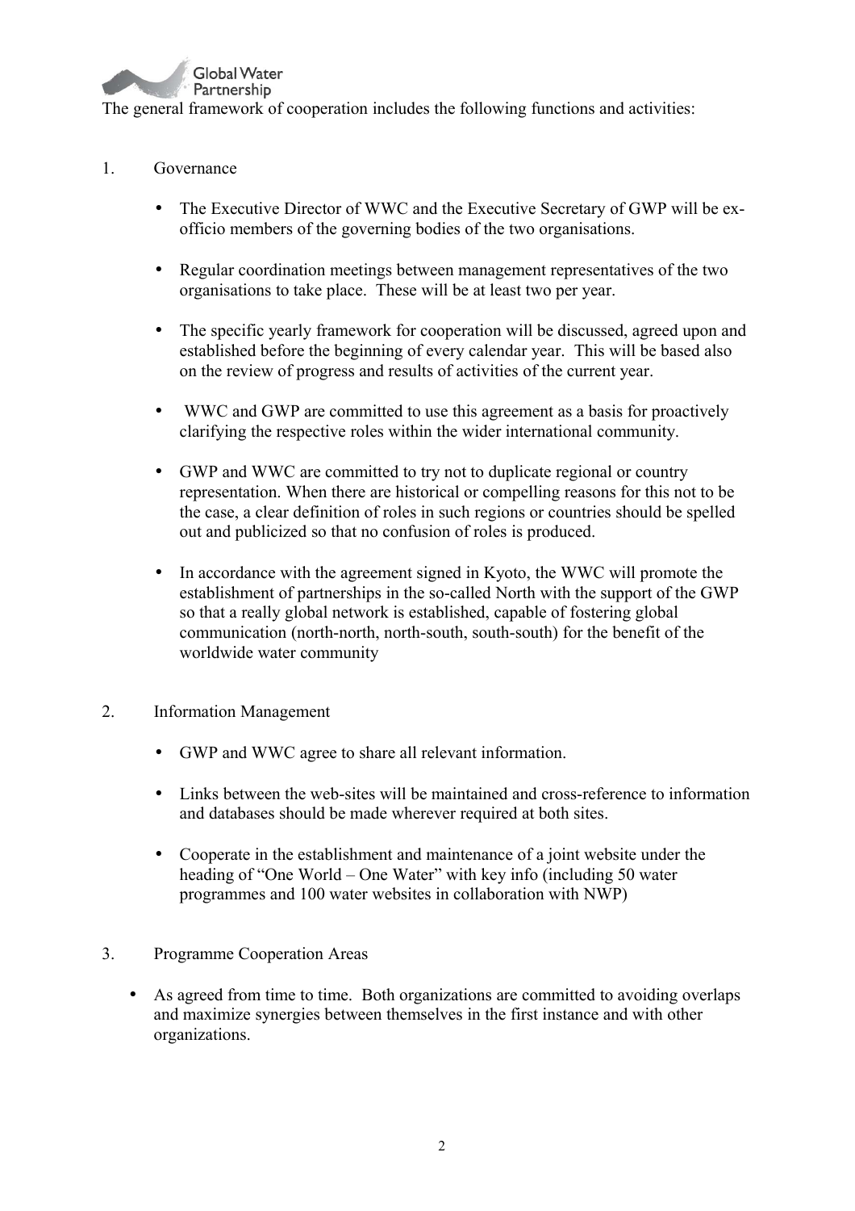The general framework of cooperation includes the following functions and activities:

1. Governance

    - The Executive Director of WWC and the Executive Secretary of GWP will be ex-officio members of the governing bodies of the two organisations.

    - Regular coordination meetings between management representatives of the two organisations to take place. These will be at least two per year.

    - The specific yearly framework for cooperation will be discussed, agreed upon and established before the beginning of every calendar year. This will be based also on the review of progress and results of activities of the current year.

    - WWC and GWP are committed to use this agreement as a basis for proactively clarifying the respective roles within the wider international community.

    - GWP and WWC are committed to try not to duplicate regional or country representation. When there are historical or compelling reasons for this not to be the case, a clear definition of roles in such regions or countries should be spelled out and publicized so that no confusion of roles is produced.

    - In accordance with the agreement signed in Kyoto, the WWC will promote the establishment of partnerships in the so-called North with the support of the GWP so that a really global network is established, capable of fostering global communication (north-north, north-south, south-south) for the benefit of the worldwide water community

2. Information Management

    - GWP and WWC agree to share all relevant information.

    - Links between the web-sites will be maintained and cross-reference to information and databases should be made wherever required at both sites.

    - Cooperate in the establishment and maintenance of a joint website under the heading of "One World – One Water" with key info (including 50 water programmes and 100 water websites in collaboration with NWP)

3. Programme Cooperation Areas

    - As agreed from time to time. Both organizations are committed to avoiding overlaps and maximize synergies between themselves in the first instance and with other organizations.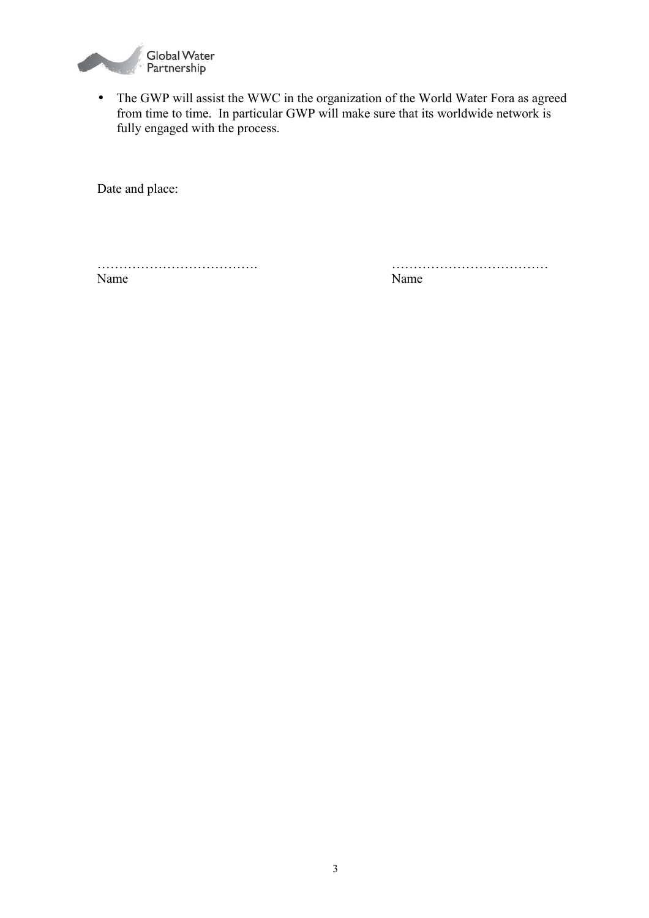- The GWP will assist the WWC in the organization of the World Water Fora as agreed from time to time. In particular GWP will make sure that its worldwide network is fully engaged with the process.

Date and place:

………………………………. ………………………………
Name Name